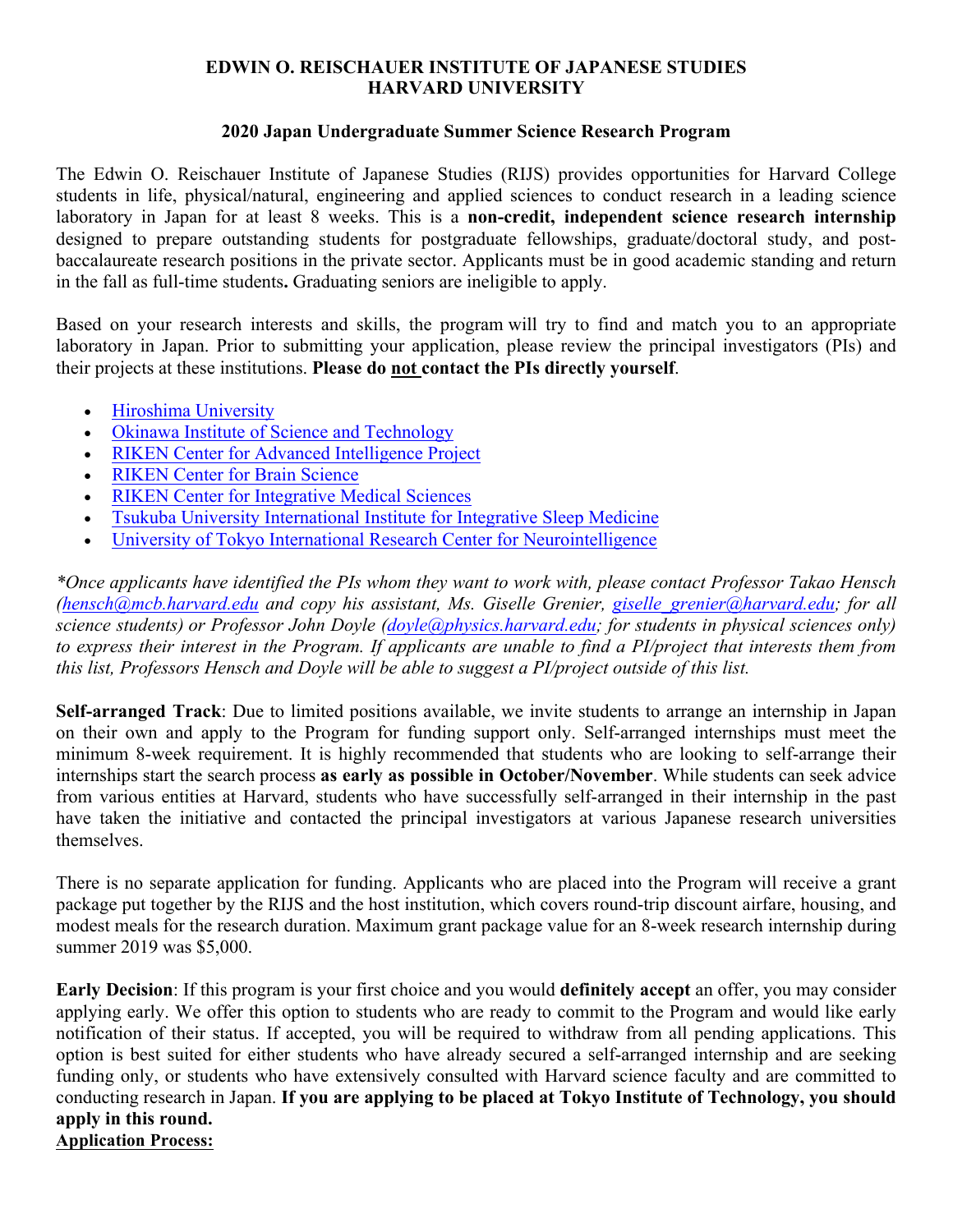**EDWIN O. REISCHAUER INSTITUTE OF JAPANESE STUDIES**
**HARVARD UNIVERSITY**

**2020 Japan Undergraduate Summer Science Research Program**

The Edwin O. Reischauer Institute of Japanese Studies (RIJS) provides opportunities for Harvard College students in life, physical/natural, engineering and applied sciences to conduct research in a leading science laboratory in Japan for at least 8 weeks. This is a **non-credit, independent science research internship** designed to prepare outstanding students for postgraduate fellowships, graduate/doctoral study, and post-baccalaureate research positions in the private sector. Applicants must be in good academic standing and return in the fall as full-time students**.** Graduating seniors are ineligible to apply.

Based on your research interests and skills, the program will try to find and match you to an appropriate laboratory in Japan. Prior to submitting your application, please review the principal investigators (PIs) and their projects at these institutions. **Please do not contact the PIs directly yourself**.

- Hiroshima University
- Okinawa Institute of Science and Technology
- RIKEN Center for Advanced Intelligence Project
- RIKEN Center for Brain Science
- RIKEN Center for Integrative Medical Sciences
- Tsukuba University International Institute for Integrative Sleep Medicine
- University of Tokyo International Research Center for Neurointelligence

*\*Once applicants have identified the PIs whom they want to work with, please contact Professor Takao Hensch (hensch@mcb.harvard.edu and copy his assistant, Ms. Giselle Grenier, giselle_grenier@harvard.edu; for all science students) or Professor John Doyle (doyle@physics.harvard.edu; for students in physical sciences only) to express their interest in the Program. If applicants are unable to find a PI/project that interests them from this list, Professors Hensch and Doyle will be able to suggest a PI/project outside of this list.*

**Self-arranged Track**: Due to limited positions available, we invite students to arrange an internship in Japan on their own and apply to the Program for funding support only. Self-arranged internships must meet the minimum 8-week requirement. It is highly recommended that students who are looking to self-arrange their internships start the search process **as early as possible in October/November**. While students can seek advice from various entities at Harvard, students who have successfully self-arranged in their internship in the past have taken the initiative and contacted the principal investigators at various Japanese research universities themselves.

There is no separate application for funding. Applicants who are placed into the Program will receive a grant package put together by the RIJS and the host institution, which covers round-trip discount airfare, housing, and modest meals for the research duration. Maximum grant package value for an 8-week research internship during summer 2019 was $5,000.

**Early Decision**: If this program is your first choice and you would **definitely accept** an offer, you may consider applying early. We offer this option to students who are ready to commit to the Program and would like early notification of their status. If accepted, you will be required to withdraw from all pending applications. This option is best suited for either students who have already secured a self-arranged internship and are seeking funding only, or students who have extensively consulted with Harvard science faculty and are committed to conducting research in Japan. **If you are applying to be placed at Tokyo Institute of Technology, you should apply in this round.**

**Application Process:**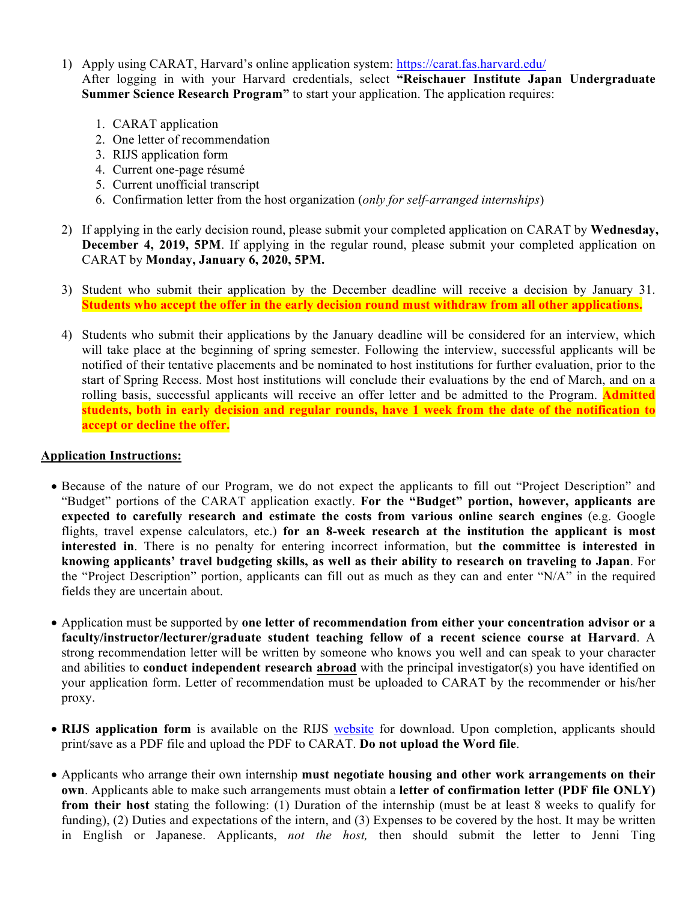1) Apply using CARAT, Harvard's online application system: [https://carat.fas.harvard.edu/](https://carat.fas.harvard.edu/)
   After logging in with your Harvard credentials, select **"Reischauer Institute Japan Undergraduate Summer Science Research Program"** to start your application. The application requires:

   1. CARAT application
   2. One letter of recommendation
   3. RIJS application form
   4. Current one-page résumé
   5. Current unofficial transcript
   6. Confirmation letter from the host organization (*only for self-arranged internships*)

2) If applying in the early decision round, please submit your completed application on CARAT by **Wednesday, December 4, 2019, 5PM**. If applying in the regular round, please submit your completed application on CARAT by **Monday, January 6, 2020, 5PM.**

3) Student who submit their application by the December deadline will receive a decision by January 31. **Students who accept the offer in the early decision round must withdraw from all other applications.**

4) Students who submit their applications by the January deadline will be considered for an interview, which will take place at the beginning of spring semester. Following the interview, successful applicants will be notified of their tentative placements and be nominated to host institutions for further evaluation, prior to the start of Spring Recess. Most host institutions will conclude their evaluations by the end of March, and on a rolling basis, successful applicants will receive an offer letter and be admitted to the Program. **Admitted students, both in early decision and regular rounds, have 1 week from the date of the notification to accept or decline the offer.**

**Application Instructions:**

- Because of the nature of our Program, we do not expect the applicants to fill out "Project Description" and "Budget" portions of the CARAT application exactly. **For the "Budget" portion, however, applicants are expected to carefully research and estimate the costs from various online search engines** (e.g. Google flights, travel expense calculators, etc.) **for an 8-week research at the institution the applicant is most interested in**. There is no penalty for entering incorrect information, but **the committee is interested in knowing applicants' travel budgeting skills, as well as their ability to research on traveling to Japan**. For the "Project Description" portion, applicants can fill out as much as they can and enter "N/A" in the required fields they are uncertain about.

- Application must be supported by **one letter of recommendation from either your concentration advisor or a faculty/instructor/lecturer/graduate student teaching fellow of a recent science course at Harvard**. A strong recommendation letter will be written by someone who knows you well and can speak to your character and abilities to **conduct independent research abroad** with the principal investigator(s) you have identified on your application form. Letter of recommendation must be uploaded to CARAT by the recommender or his/her proxy.

- **RIJS application form** is available on the RIJS [website](website) for download. Upon completion, applicants should print/save as a PDF file and upload the PDF to CARAT. **Do not upload the Word file**.

- Applicants who arrange their own internship **must negotiate housing and other work arrangements on their own**. Applicants able to make such arrangements must obtain a **letter of confirmation letter (PDF file ONLY) from their host** stating the following: (1) Duration of the internship (must be at least 8 weeks to qualify for funding), (2) Duties and expectations of the intern, and (3) Expenses to be covered by the host. It may be written in English or Japanese. Applicants, *not the host,* then should submit the letter to Jenni Ting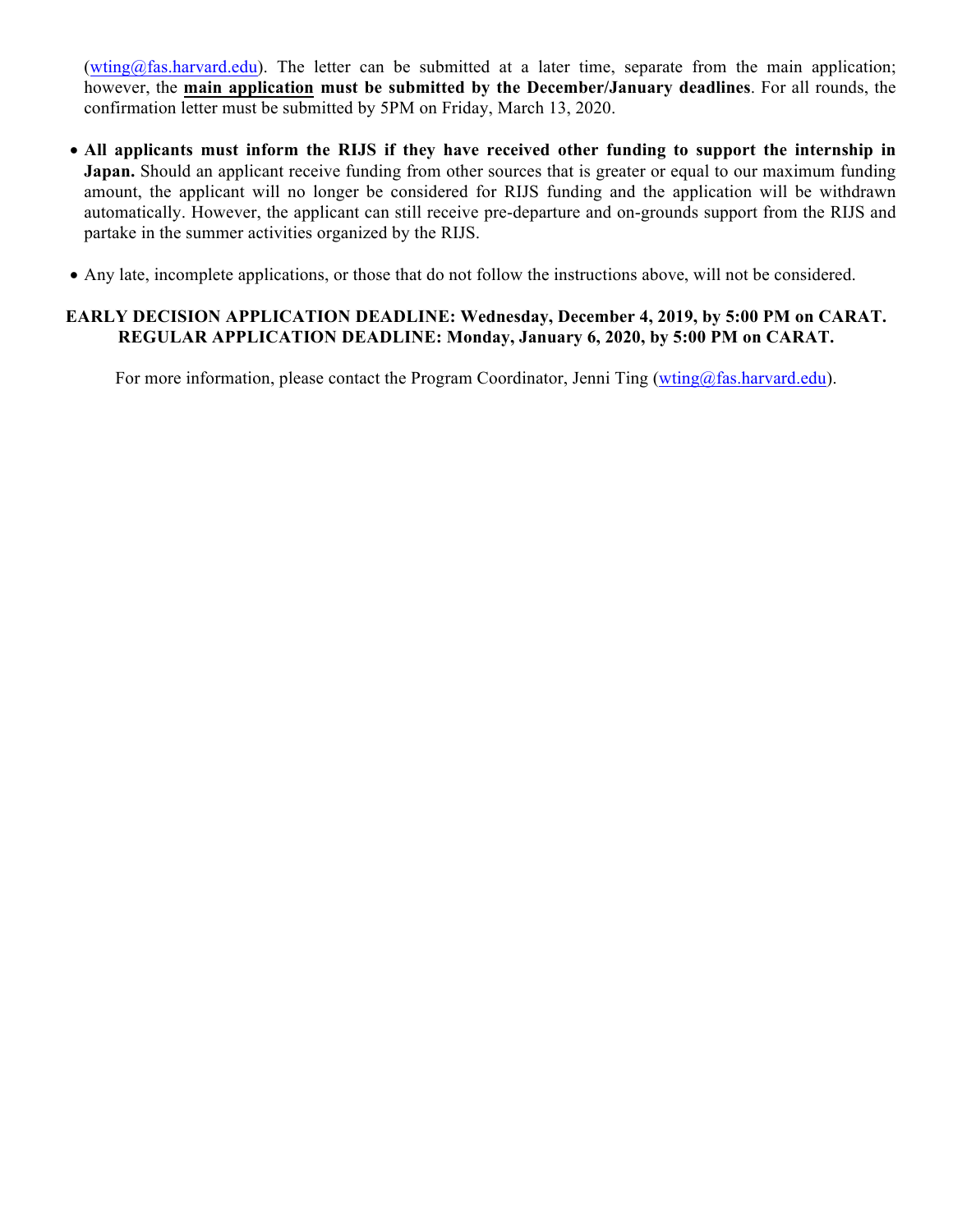(wting@fas.harvard.edu). The letter can be submitted at a later time, separate from the main application; however, the **main application must be submitted by the December/January deadlines**. For all rounds, the confirmation letter must be submitted by 5PM on Friday, March 13, 2020.

- **All applicants must inform the RIJS if they have received other funding to support the internship in Japan.** Should an applicant receive funding from other sources that is greater or equal to our maximum funding amount, the applicant will no longer be considered for RIJS funding and the application will be withdrawn automatically. However, the applicant can still receive pre-departure and on-grounds support from the RIJS and partake in the summer activities organized by the RIJS.

- Any late, incomplete applications, or those that do not follow the instructions above, will not be considered.

**EARLY DECISION APPLICATION DEADLINE: Wednesday, December 4, 2019, by 5:00 PM on CARAT.**
**REGULAR APPLICATION DEADLINE: Monday, January 6, 2020, by 5:00 PM on CARAT.**

For more information, please contact the Program Coordinator, Jenni Ting (wting@fas.harvard.edu).